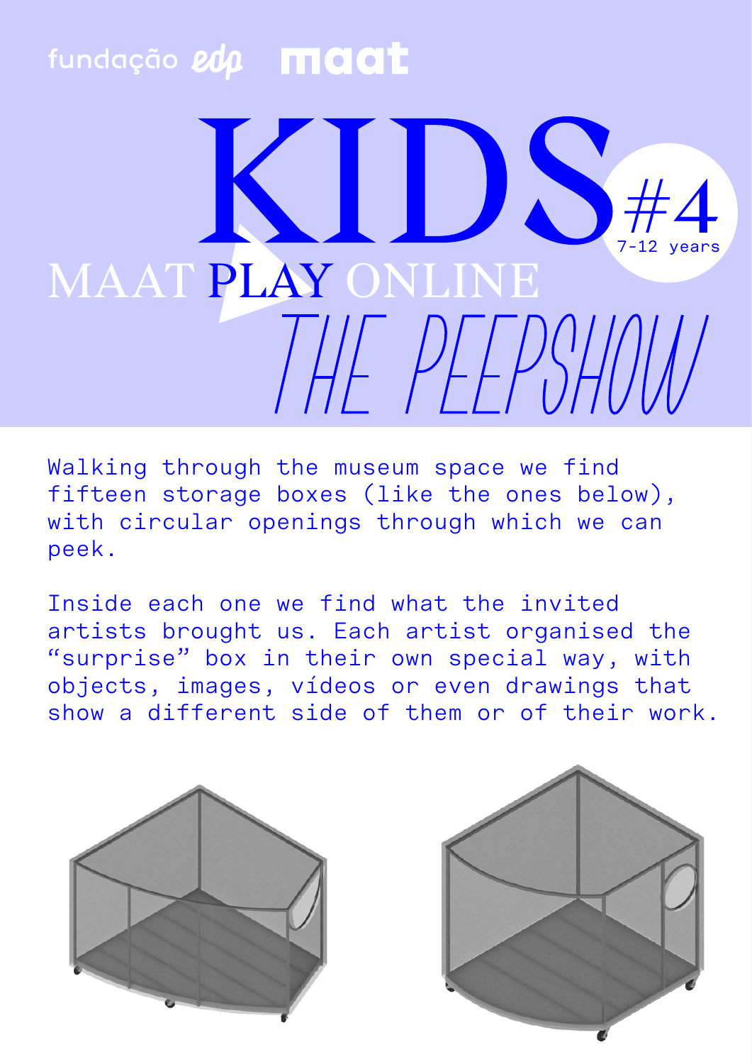fundação edp maat

# KIDS #4

7-12 years

## MAAT PLAY ONLINE

## THE PEEPSHOW

Walking through the museum space we find fifteen storage boxes (like the ones below), with circular openings through which we can peek.

Inside each one we find what the invited artists brought us. Each artist organised the “surprise” box in their own special way, with objects, images, vídeos or even drawings that show a different side of them or of their work.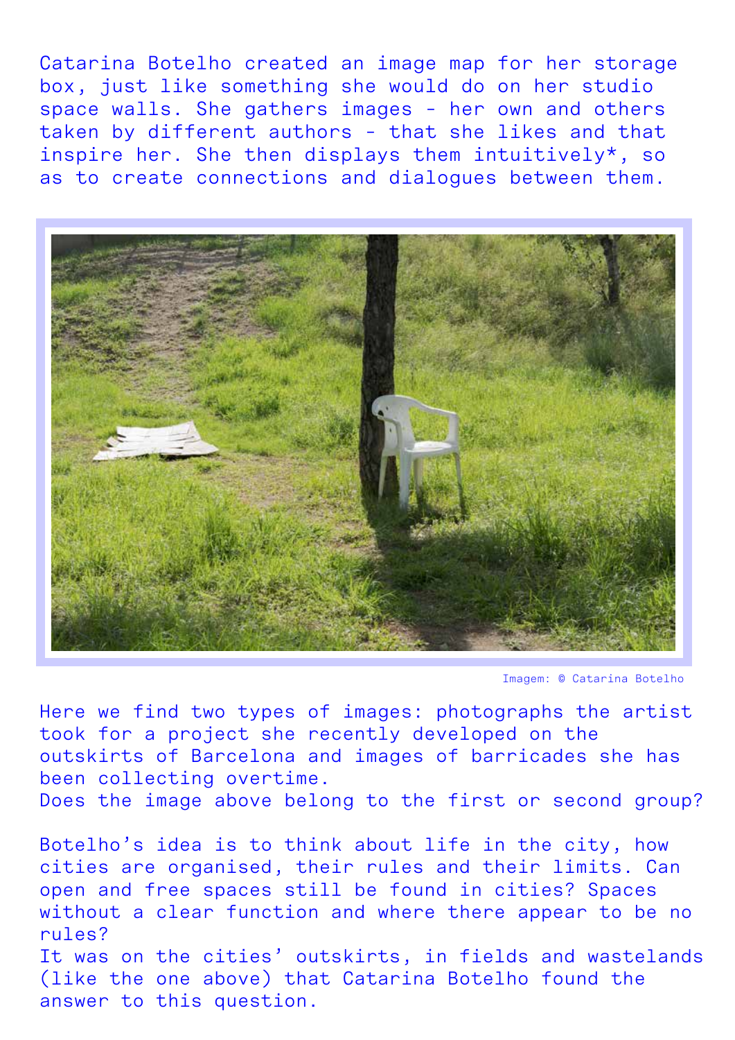Catarina Botelho created an image map for her storage box, just like something she would do on her studio space walls. She gathers images - her own and others taken by different authors - that she likes and that inspire her. She then displays them intuitively*, so as to create connections and dialogues between them.

Imagem: © Catarina Botelho

Here we find two types of images: photographs the artist took for a project she recently developed on the outskirts of Barcelona and images of barricades she has been collecting overtime.
Does the image above belong to the first or second group?

Botelho's idea is to think about life in the city, how cities are organised, their rules and their limits. Can open and free spaces still be found in cities? Spaces without a clear function and where there appear to be no rules?
It was on the cities' outskirts, in fields and wastelands (like the one above) that Catarina Botelho found the answer to this question.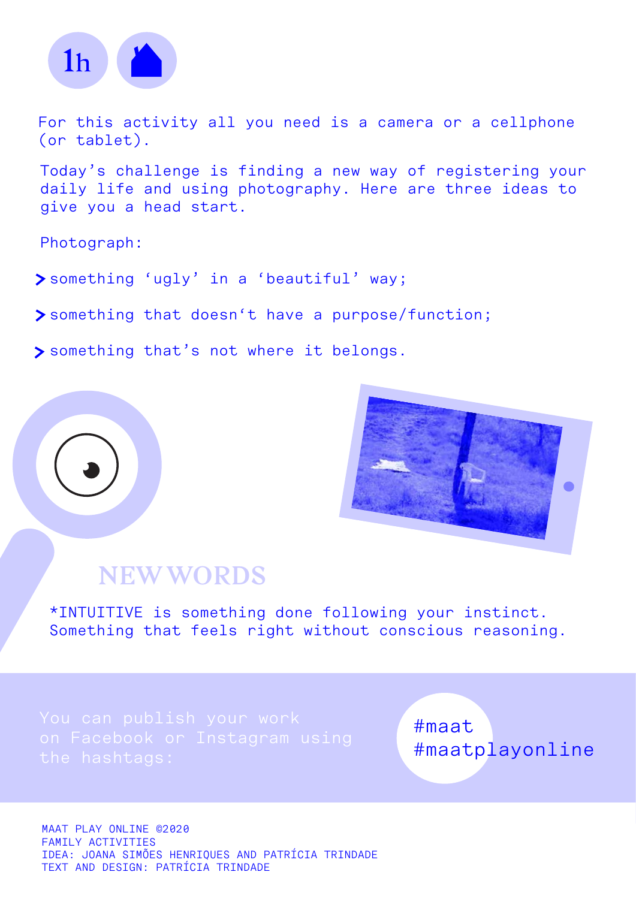1h

For this activity all you need is a camera or a cellphone (or tablet).

Today's challenge is finding a new way of registering your daily life and using photography. Here are three ideas to give you a head start.

Photograph:

- something 'ugly' in a 'beautiful' way;
- something that doesn't have a purpose/function;
- something that's not where it belongs.

## NEW WORDS

*INTUITIVE is something done following your instinct. Something that feels right without conscious reasoning.

You can publish your work on Facebook or Instagram using the hashtags:

#maat
#maatplayonline

MAAT PLAY ONLINE ©2020
FAMILY ACTIVITIES
IDEA: JOANA SIMÕES HENRIQUES AND PATRÍCIA TRINDADE
TEXT AND DESIGN: PATRÍCIA TRINDADE